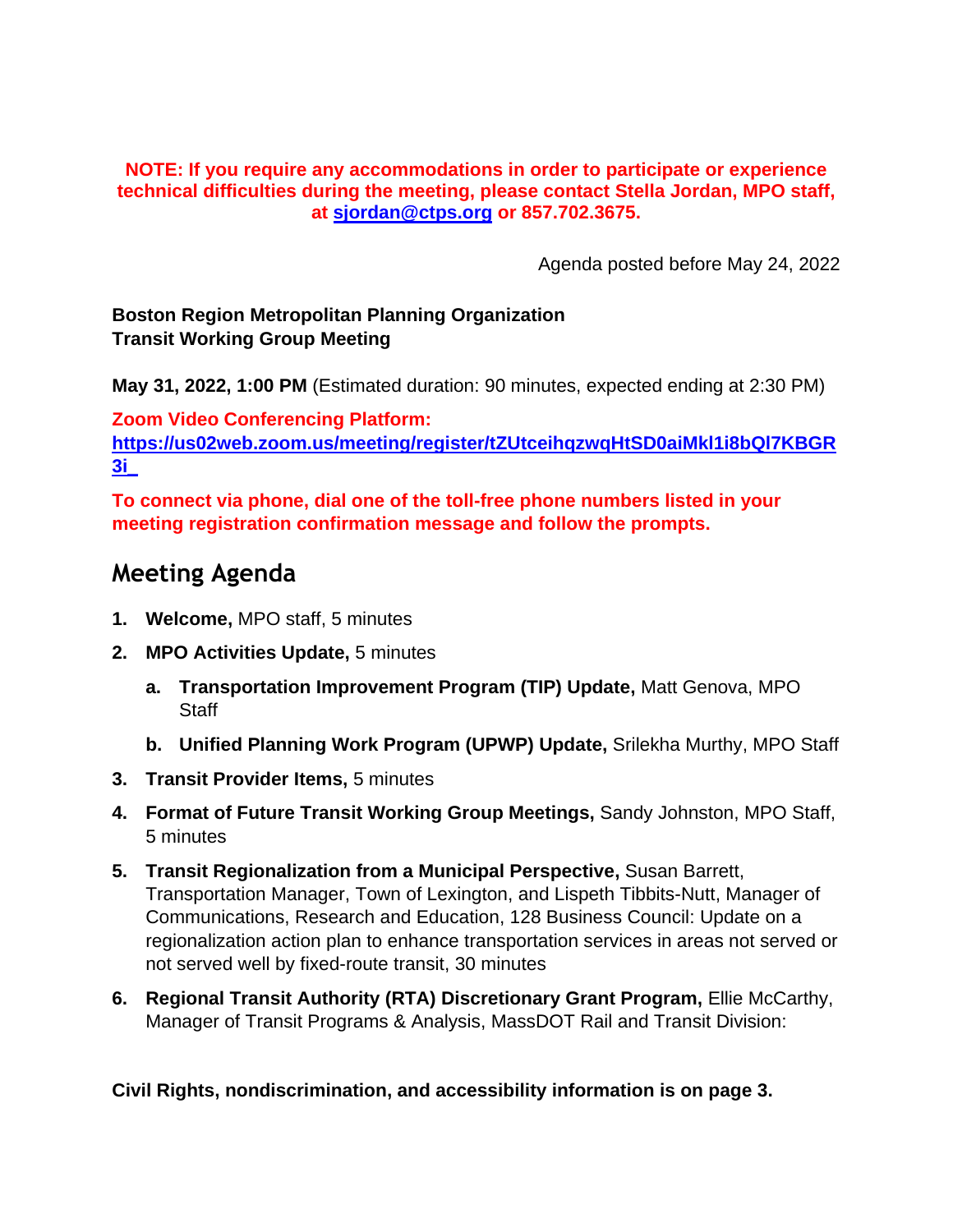**NOTE: If you require any accommodations in order to participate or experience technical difficulties during the meeting, please contact Stella Jordan, MPO staff, at [sjordan@ctps.org](mailto:sjordan@ctps.org) or 857.702.3675.**

Agenda posted before May 24, 2022

**Boston Region Metropolitan Planning Organization**
**Transit Working Group Meeting**

**May 31, 2022, 1:00 PM** (Estimated duration: 90 minutes, expected ending at 2:30 PM)

**Zoom Video Conferencing Platform:**
**[https://us02web.zoom.us/meeting/register/tZUtceihqzwqHtSD0aiMkl1i8bQl7KBGR3i_](https://us02web.zoom.us/meeting/register/tZUtceihqzwqHtSD0aiMkl1i8bQl7KBGR3i_)**

**To connect via phone, dial one of the toll-free phone numbers listed in your meeting registration confirmation message and follow the prompts.**

## Meeting Agenda

1. **Welcome,** MPO staff, 5 minutes
2. **MPO Activities Update,** 5 minutes
   a. **Transportation Improvement Program (TIP) Update,** Matt Genova, MPO Staff
   b. **Unified Planning Work Program (UPWP) Update,** Srilekha Murthy, MPO Staff
3. **Transit Provider Items,** 5 minutes
4. **Format of Future Transit Working Group Meetings,** Sandy Johnston, MPO Staff, 5 minutes
5. **Transit Regionalization from a Municipal Perspective,** Susan Barrett, Transportation Manager, Town of Lexington, and Lispeth Tibbits-Nutt, Manager of Communications, Research and Education, 128 Business Council: Update on a regionalization action plan to enhance transportation services in areas not served or not served well by fixed-route transit, 30 minutes
6. **Regional Transit Authority (RTA) Discretionary Grant Program,** Ellie McCarthy, Manager of Transit Programs & Analysis, MassDOT Rail and Transit Division:

**Civil Rights, nondiscrimination, and accessibility information is on page 3.**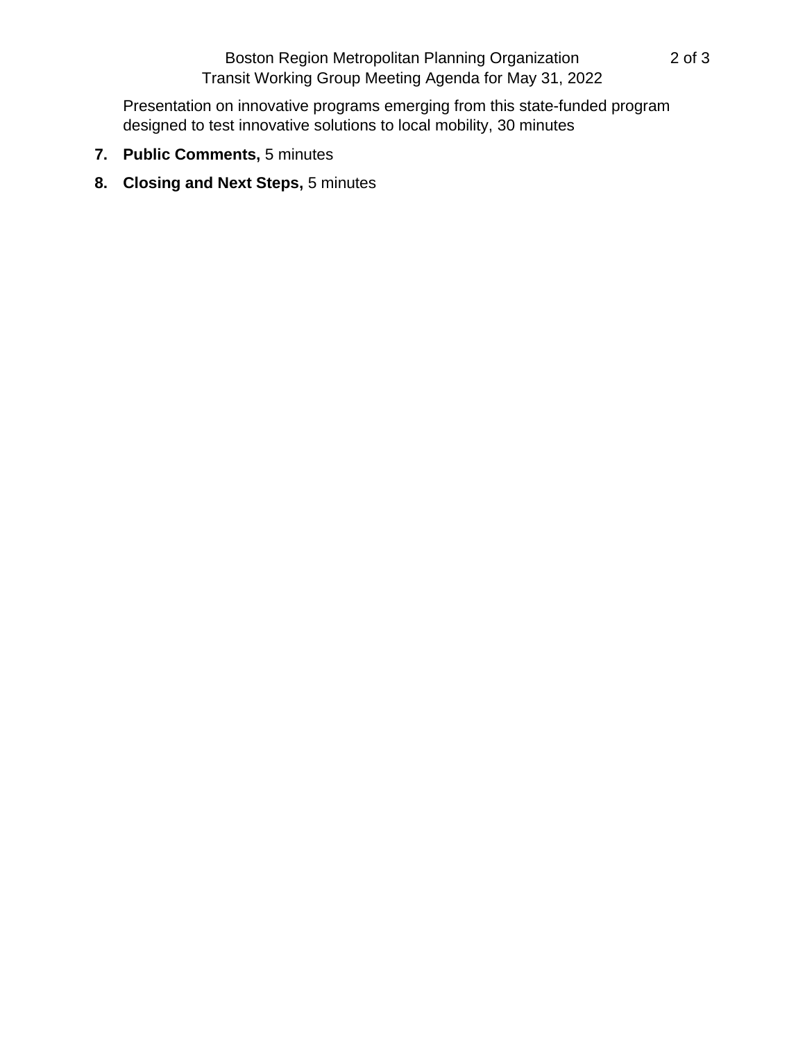Presentation on innovative programs emerging from this state-funded program designed to test innovative solutions to local mobility, 30 minutes

7. **Public Comments,** 5 minutes
8. **Closing and Next Steps,** 5 minutes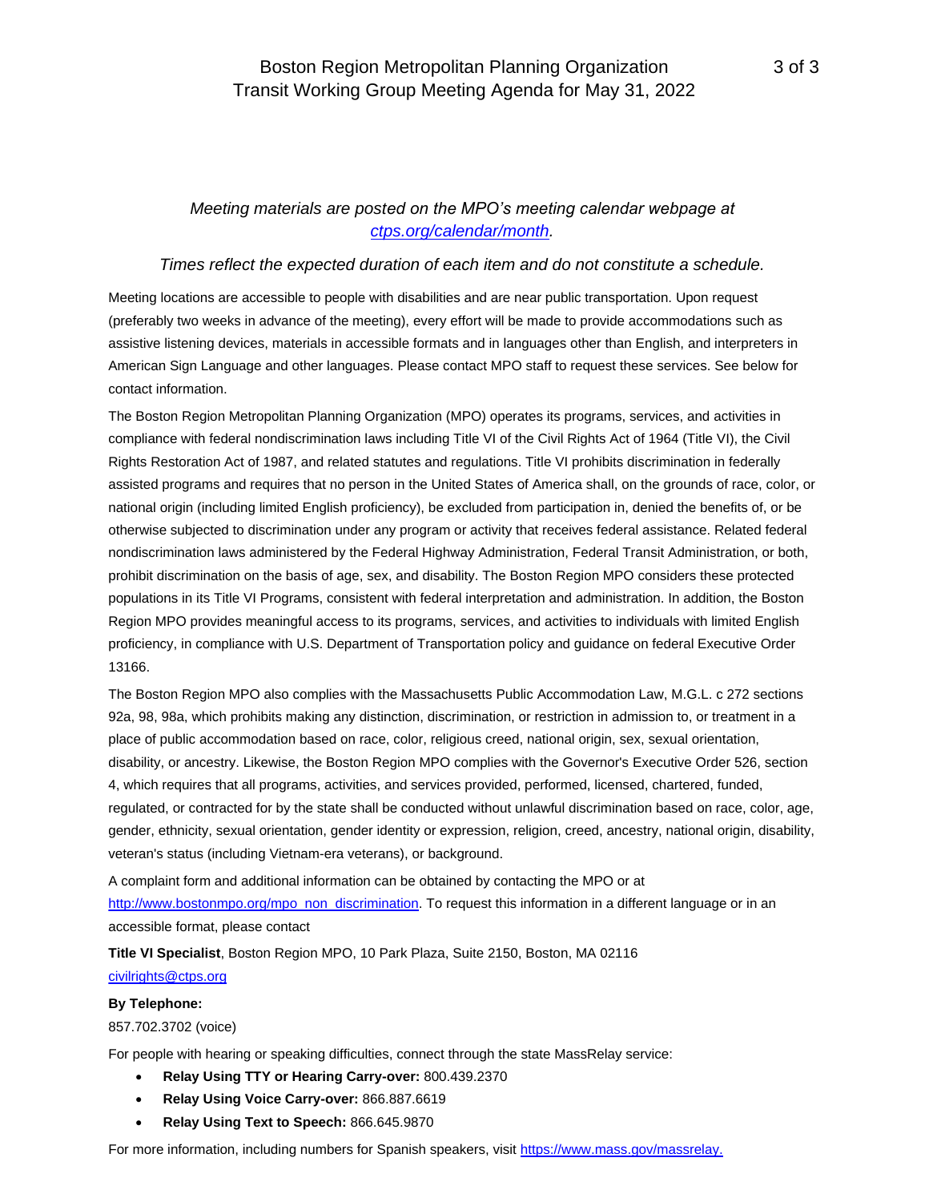*Meeting materials are posted on the MPO's meeting calendar webpage at [ctps.org/calendar/month](ctps.org/calendar/month).*

*Times reflect the expected duration of each item and do not constitute a schedule.*

Meeting locations are accessible to people with disabilities and are near public transportation. Upon request (preferably two weeks in advance of the meeting), every effort will be made to provide accommodations such as assistive listening devices, materials in accessible formats and in languages other than English, and interpreters in American Sign Language and other languages. Please contact MPO staff to request these services. See below for contact information.

The Boston Region Metropolitan Planning Organization (MPO) operates its programs, services, and activities in compliance with federal nondiscrimination laws including Title VI of the Civil Rights Act of 1964 (Title VI), the Civil Rights Restoration Act of 1987, and related statutes and regulations. Title VI prohibits discrimination in federally assisted programs and requires that no person in the United States of America shall, on the grounds of race, color, or national origin (including limited English proficiency), be excluded from participation in, denied the benefits of, or be otherwise subjected to discrimination under any program or activity that receives federal assistance. Related federal nondiscrimination laws administered by the Federal Highway Administration, Federal Transit Administration, or both, prohibit discrimination on the basis of age, sex, and disability. The Boston Region MPO considers these protected populations in its Title VI Programs, consistent with federal interpretation and administration. In addition, the Boston Region MPO provides meaningful access to its programs, services, and activities to individuals with limited English proficiency, in compliance with U.S. Department of Transportation policy and guidance on federal Executive Order 13166.

The Boston Region MPO also complies with the Massachusetts Public Accommodation Law, M.G.L. c 272 sections 92a, 98, 98a, which prohibits making any distinction, discrimination, or restriction in admission to, or treatment in a place of public accommodation based on race, color, religious creed, national origin, sex, sexual orientation, disability, or ancestry. Likewise, the Boston Region MPO complies with the Governor's Executive Order 526, section 4, which requires that all programs, activities, and services provided, performed, licensed, chartered, funded, regulated, or contracted for by the state shall be conducted without unlawful discrimination based on race, color, age, gender, ethnicity, sexual orientation, gender identity or expression, religion, creed, ancestry, national origin, disability, veteran's status (including Vietnam-era veterans), or background.

A complaint form and additional information can be obtained by contacting the MPO or at [http://www.bostonmpo.org/mpo_non_discrimination](http://www.bostonmpo.org/mpo_non_discrimination). To request this information in a different language or in an accessible format, please contact

**Title VI Specialist**, Boston Region MPO, 10 Park Plaza, Suite 2150, Boston, MA 02116
[civilrights@ctps.org](mailto:civilrights@ctps.org)

**By Telephone:**

857.702.3702 (voice)

For people with hearing or speaking difficulties, connect through the state MassRelay service:

- **Relay Using TTY or Hearing Carry-over:** 800.439.2370
- **Relay Using Voice Carry-over:** 866.887.6619
- **Relay Using Text to Speech:** 866.645.9870

For more information, including numbers for Spanish speakers, visit [https://www.mass.gov/massrelay.](https://www.mass.gov/massrelay)